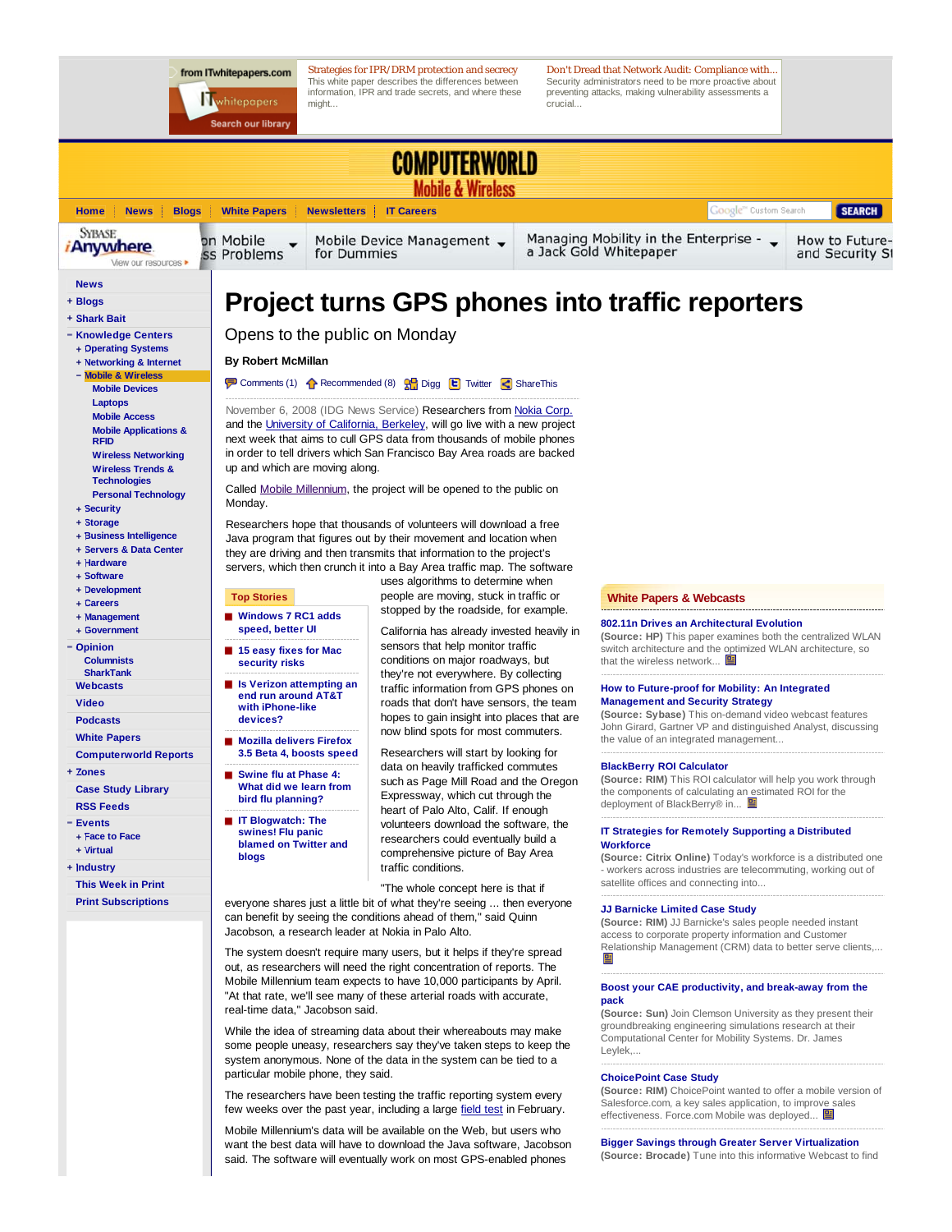# Project turns GPS phones into traffic reporters

## Opens to the public on Monday

**By Robert McMillan**

Comments (1) Recommended (8) Digg Twitter ShareThis

November 6, 2008 (IDG News Service) Researchers from Nokia Corp. and the University of California, Berkeley, will go live with a new project next week that aims to cull GPS data from thousands of mobile phones in order to tell drivers which San Francisco Bay Area roads are backed up and which are moving along.

Called Mobile Millennium, the project will be opened to the public on Monday.

Researchers hope that thousands of volunteers will download a free Java program that figures out by their movement and location when they are driving and then transmits that information to the project's servers, which then crunch it into a Bay Area traffic map. The software uses algorithms to determine when people are moving, stuck in traffic or stopped by the roadside, for example.

California has already invested heavily in sensors that help monitor traffic conditions on major roadways, but they're not everywhere. By collecting traffic information from GPS phones on roads that don't have sensors, the team hopes to gain insight into places that are now blind spots for most commuters.

Researchers will start by looking for data on heavily trafficked commutes such as Page Mill Road and the Oregon Expressway, which cut through the heart of Palo Alto, Calif. If enough volunteers download the software, the researchers could eventually build a comprehensive picture of Bay Area traffic conditions.

"The whole concept here is that if everyone shares just a little bit of what they're seeing ... then everyone can benefit by seeing the conditions ahead of them," said Quinn Jacobson, a research leader at Nokia in Palo Alto.

The system doesn't require many users, but it helps if they're spread out, as researchers will need the right concentration of reports. The Mobile Millennium team expects to have 10,000 participants by April. "At that rate, we'll see many of these arterial roads with accurate, real-time data," Jacobson said.

While the idea of streaming data about their whereabouts may make some people uneasy, researchers say they've taken steps to keep the system anonymous. None of the data in the system can be tied to a particular mobile phone, they said.

The researchers have been testing the traffic reporting system every few weeks over the past year, including a large field test in February.

Mobile Millennium's data will be available on the Web, but users who want the best data will have to download the Java software, Jacobson said. The software will eventually work on most GPS-enabled phones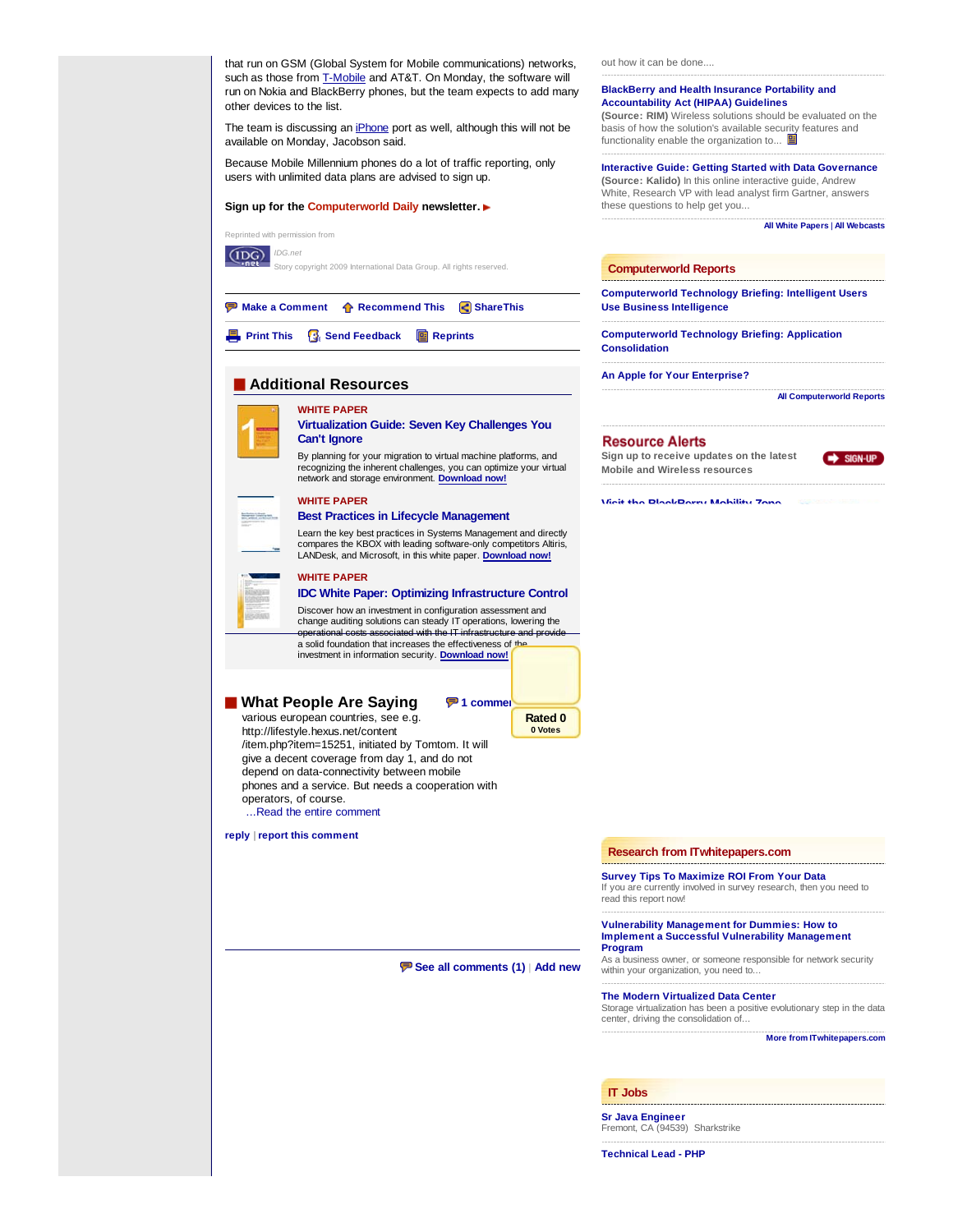that run on GSM (Global System for Mobile communications) networks, such as those from T-Mobile and AT&T. On Monday, the software will run on Nokia and BlackBerry phones, but the team expects to add many other devices to the list.

The team is discussing an iPhone port as well, although this will not be available on Monday, Jacobson said.

Because Mobile Millennium phones do a lot of traffic reporting, only users with unlimited data plans are advised to sign up.

**Sign up for the Computerworld Daily newsletter.**

Reprinted with permission from

IDG.net

Story copyright 2009 International Data Group. All rights reserved.

Make a Comment | Recommend This | ShareThis

Print This | Send Feedback | Reprints

## Additional Resources

WHITE PAPER

**Virtualization Guide: Seven Key Challenges You Can't Ignore**

By planning for your migration to virtual machine platforms, and recognizing the inherent challenges, you can optimize your virtual network and storage environment. Download now!

WHITE PAPER

**Best Practices in Lifecycle Management**

Learn the key best practices in Systems Management and directly compares the KBOX with leading software-only competitors Altiris, LANDesk, and Microsoft, in this white paper. Download now!

WHITE PAPER

**IDC White Paper: Optimizing Infrastructure Control**

Discover how an investment in configuration assessment and change auditing solutions can steady IT operations, lowering the operational costs associated with the IT infrastructure and provide a solid foundation that increases the effectiveness of the investment in information security. Download now!

## What People Are Saying

1 comment

Rated 0
0 Votes

various european countries, see e.g. http://lifestyle.hexus.net/content/item.php?item=15251, initiated by Tomtom. It will give a decent coverage from day 1, and do not depend on data-connectivity between mobile phones and a service. But needs a cooperation with operators, of course.

...Read the entire comment

reply | report this comment

See all comments (1) | Add new

out how it can be done....

**BlackBerry and Health Insurance Portability and Accountability Act (HIPAA) Guidelines**
**(Source: RIM)** Wireless solutions should be evaluated on the basis of how the solution's available security features and functionality enable the organization to...

**Interactive Guide: Getting Started with Data Governance**
**(Source: Kalido)** In this online interactive guide, Andrew White, Research VP with lead analyst firm Gartner, answers these questions to help get you...

All White Papers | All Webcasts

## Computerworld Reports

**Computerworld Technology Briefing: Intelligent Users Use Business Intelligence**

**Computerworld Technology Briefing: Application Consolidation**

**An Apple for Your Enterprise?**

All Computerworld Reports

## Resource Alerts

Sign up to receive updates on the latest Mobile and Wireless resources

SIGN-UP

Visit the BlackBerry Mobility Zone

## Research from ITwhitepapers.com

**Survey Tips To Maximize ROI From Your Data**
If you are currently involved in survey research, then you need to read this report now!

**Vulnerability Management for Dummies: How to Implement a Successful Vulnerability Management Program**
As a business owner, or someone responsible for network security within your organization, you need to...

**The Modern Virtualized Data Center**
Storage virtualization has been a positive evolutionary step in the data center, driving the consolidation of...

More from ITwhitepapers.com

## IT Jobs

**Sr Java Engineer**
Fremont, CA (94539) Sharkstrike

**Technical Lead - PHP**